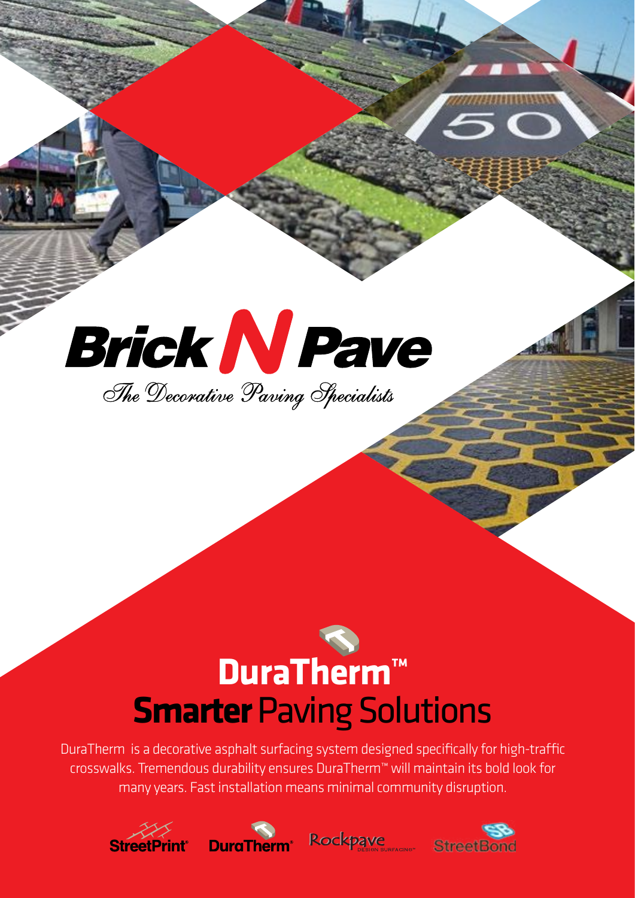# Brick N Pave

*The Decorative Paving Specialists*

## DuraTherm™

## **Smarter** Paving Solutions

DuraTherm is a decorative asphalt surfacing system designed specifically for high-traffic crosswalks. Tremendous durability ensures DuraTherm™ will maintain its bold look for many years. Fast installation means minimal community disruption.

StreetPrint® DuraTherm® Rockpave DESIGN SURFACING™ StreetBond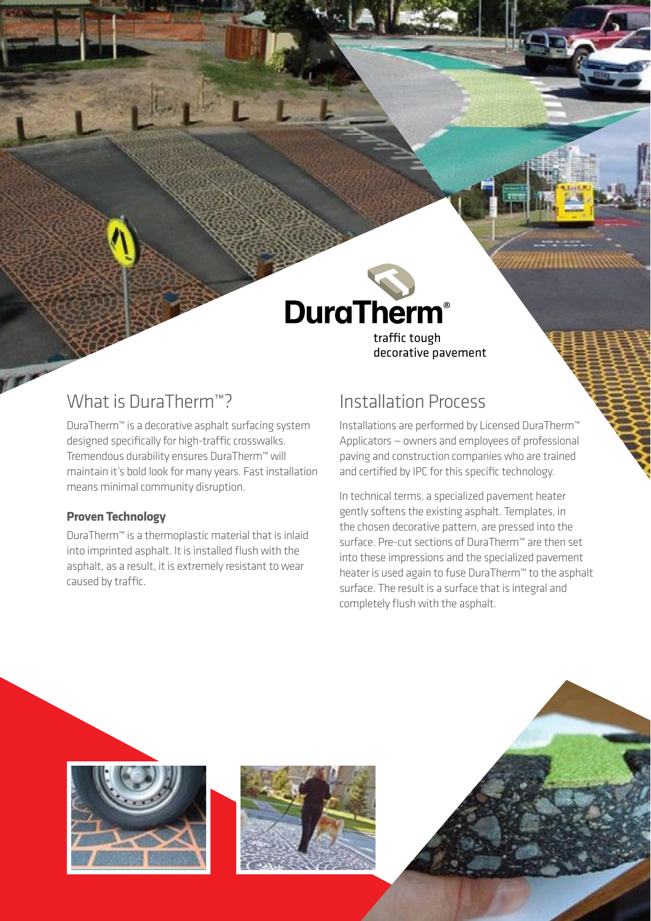# DuraTherm®

traffic tough
decorative pavement

## What is DuraTherm™?

DuraTherm™ is a decorative asphalt surfacing system designed specifically for high-traffic crosswalks. Tremendous durability ensures DuraTherm™ will maintain it's bold look for many years. Fast installation means minimal community disruption.

### Proven Technology

DuraTherm™ is a thermoplastic material that is inlaid into imprinted asphalt. It is installed flush with the asphalt, as a result, it is extremely resistant to wear caused by traffic.

## Installation Process

Installations are performed by Licensed DuraTherm™ Applicators – owners and employees of professional paving and construction companies who are trained and certified by IPC for this specific technology.

In technical terms, a specialized pavement heater gently softens the existing asphalt. Templates, in the chosen decorative pattern, are pressed into the surface. Pre-cut sections of DuraTherm™ are then set into these impressions and the specialized pavement heater is used again to fuse DuraTherm™ to the asphalt surface. The result is a surface that is integral and completely flush with the asphalt.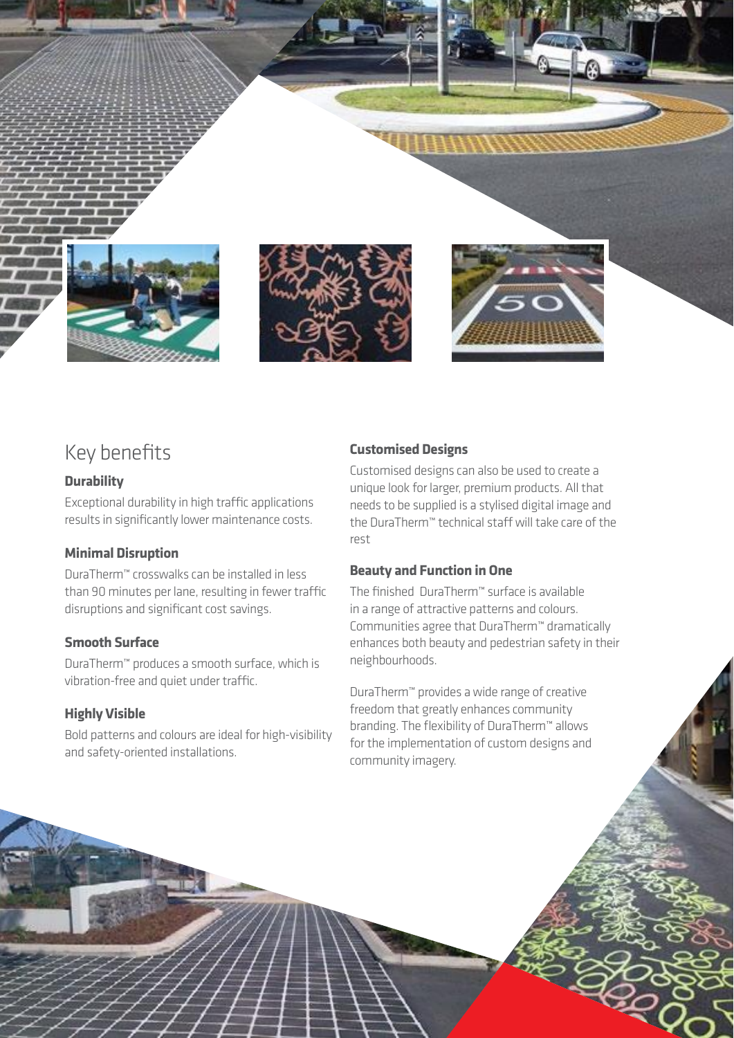## Key benefits

### Durability

Exceptional durability in high traffic applications results in significantly lower maintenance costs.

### Minimal Disruption

DuraTherm™ crosswalks can be installed in less than 90 minutes per lane, resulting in fewer traffic disruptions and significant cost savings.

### Smooth Surface

DuraTherm™ produces a smooth surface, which is vibration-free and quiet under traffic.

### Highly Visible

Bold patterns and colours are ideal for high-visibility and safety-oriented installations.

### Customised Designs

Customised designs can also be used to create a unique look for larger, premium products. All that needs to be supplied is a stylised digital image and the DuraTherm™ technical staff will take care of the rest

### Beauty and Function in One

The finished DuraTherm™ surface is available in a range of attractive patterns and colours. Communities agree that DuraTherm™ dramatically enhances both beauty and pedestrian safety in their neighbourhoods.

DuraTherm™ provides a wide range of creative freedom that greatly enhances community branding. The flexibility of DuraTherm™ allows for the implementation of custom designs and community imagery.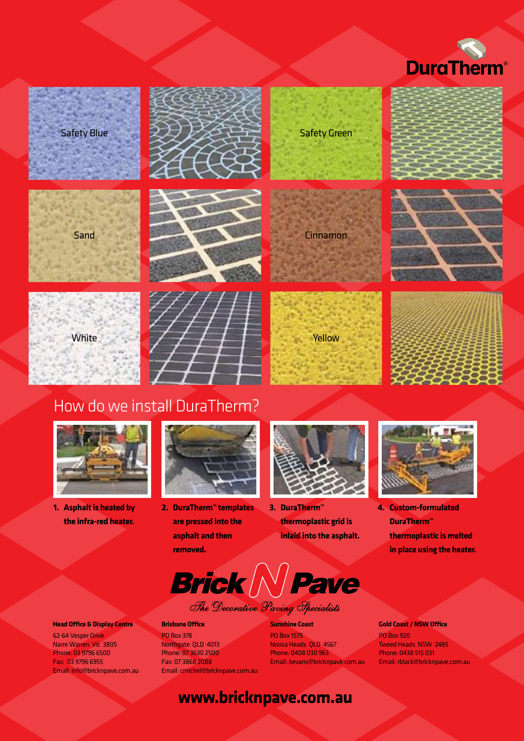DuraTherm®

Safety Blue

Safety Green

Sand

Cinnamon

White

Yellow

## How do we install DuraTherm?

1. **Asphalt is heated by the infra-red heater.**
2. **DuraTherm™ templates are pressed into the asphalt and then removed.**
3. **DuraTherm™ thermoplastic grid is inlaid into the asphalt.**
4. **Custom-formulated DuraTherm™ thermoplastic is melted in place using the heater.**

**Brick N Pave**

*The Decorative Paving Specialists*

**Head Office & Display Centre**
62-64 Vesper Drive
Narre Warren Vic 3805
Phone: 03 9796 6500
Fax: 03 9796 6955
Email: info@bricknpave.com.au

**Brisbane Office**
PO Box 378
Northgate QLD 4013
Phone: 07 3630 2500
Fax: 07 3868 2088
Email: cmichel@bricknpave.com.au

**Sunshine Coast**
PO Box 1575
Noosa Heads QLD 4567
Phone: 0408 030 963
Email: bevans@bricknpave.com.au

**Gold Coast / NSW Office**
PO Box 920
Tweed Heads NSW 2485
Phone: 0438 515 031
Email: rblack@bricknpave.com.au

**www.bricknpave.com.au**